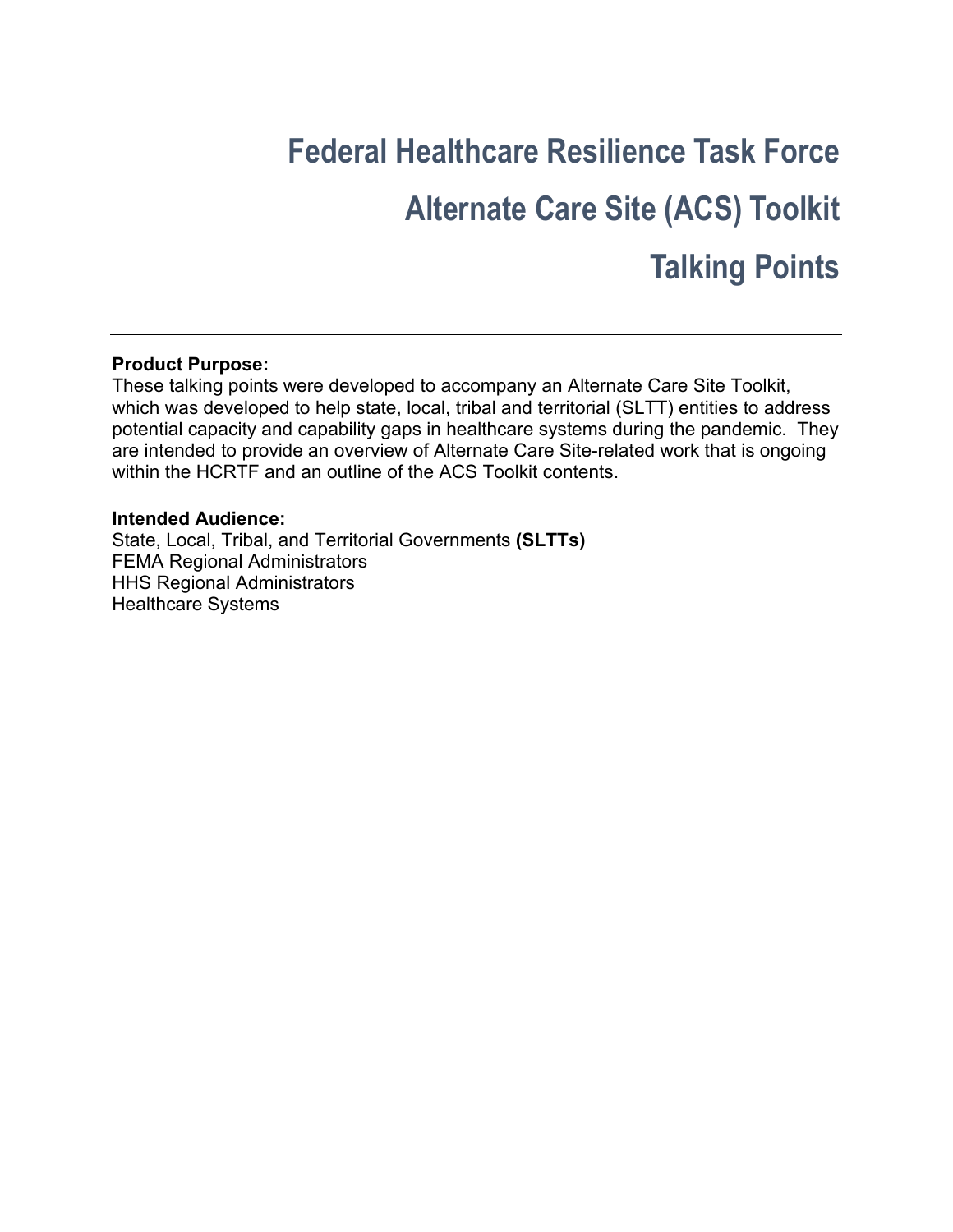# Federal Healthcare Resilience Task Force

# Alternate Care Site (ACS) Toolkit

# Talking Points

---

**Product Purpose:**

These talking points were developed to accompany an Alternate Care Site Toolkit, which was developed to help state, local, tribal and territorial (SLTT) entities to address potential capacity and capability gaps in healthcare systems during the pandemic. They are intended to provide an overview of Alternate Care Site-related work that is ongoing within the HCRTF and an outline of the ACS Toolkit contents.

**Intended Audience:**

State, Local, Tribal, and Territorial Governments **(SLTTs)**
FEMA Regional Administrators
HHS Regional Administrators
Healthcare Systems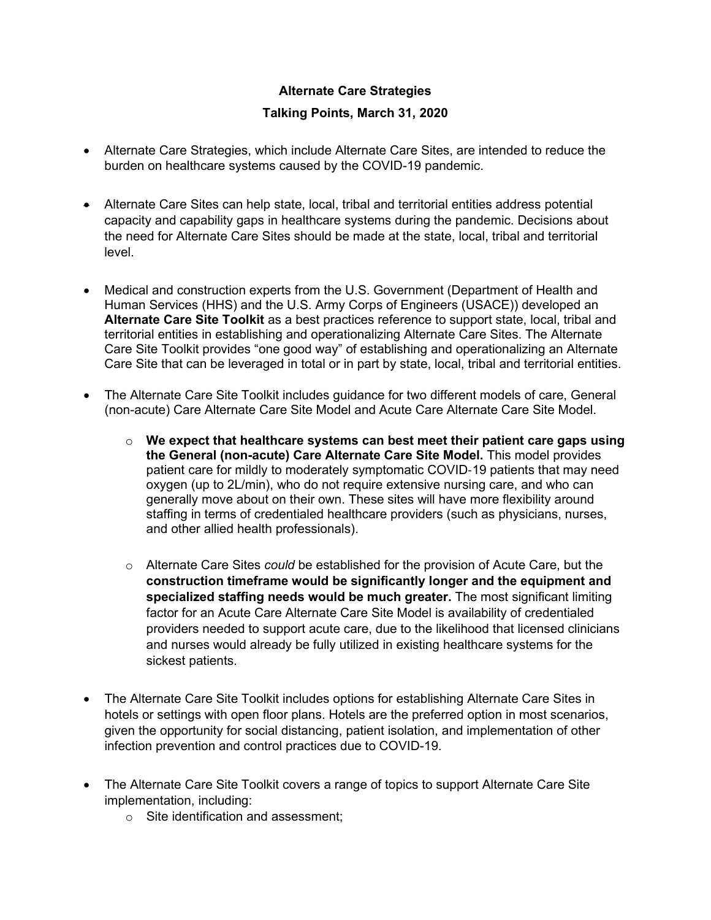**Alternate Care Strategies**

**Talking Points, March 31, 2020**

- Alternate Care Strategies, which include Alternate Care Sites, are intended to reduce the burden on healthcare systems caused by the COVID-19 pandemic.

- Alternate Care Sites can help state, local, tribal and territorial entities address potential capacity and capability gaps in healthcare systems during the pandemic. Decisions about the need for Alternate Care Sites should be made at the state, local, tribal and territorial level.

- Medical and construction experts from the U.S. Government (Department of Health and Human Services (HHS) and the U.S. Army Corps of Engineers (USACE)) developed an **Alternate Care Site Toolkit** as a best practices reference to support state, local, tribal and territorial entities in establishing and operationalizing Alternate Care Sites. The Alternate Care Site Toolkit provides "one good way" of establishing and operationalizing an Alternate Care Site that can be leveraged in total or in part by state, local, tribal and territorial entities.

- The Alternate Care Site Toolkit includes guidance for two different models of care, General (non-acute) Care Alternate Care Site Model and Acute Care Alternate Care Site Model.

    - **We expect that healthcare systems can best meet their patient care gaps using the General (non-acute) Care Alternate Care Site Model.** This model provides patient care for mildly to moderately symptomatic COVID-19 patients that may need oxygen (up to 2L/min), who do not require extensive nursing care, and who can generally move about on their own. These sites will have more flexibility around staffing in terms of credentialed healthcare providers (such as physicians, nurses, and other allied health professionals).

    - Alternate Care Sites *could* be established for the provision of Acute Care, but the **construction timeframe would be significantly longer and the equipment and specialized staffing needs would be much greater.** The most significant limiting factor for an Acute Care Alternate Care Site Model is availability of credentialed providers needed to support acute care, due to the likelihood that licensed clinicians and nurses would already be fully utilized in existing healthcare systems for the sickest patients.

- The Alternate Care Site Toolkit includes options for establishing Alternate Care Sites in hotels or settings with open floor plans. Hotels are the preferred option in most scenarios, given the opportunity for social distancing, patient isolation, and implementation of other infection prevention and control practices due to COVID-19.

- The Alternate Care Site Toolkit covers a range of topics to support Alternate Care Site implementation, including:
    - Site identification and assessment;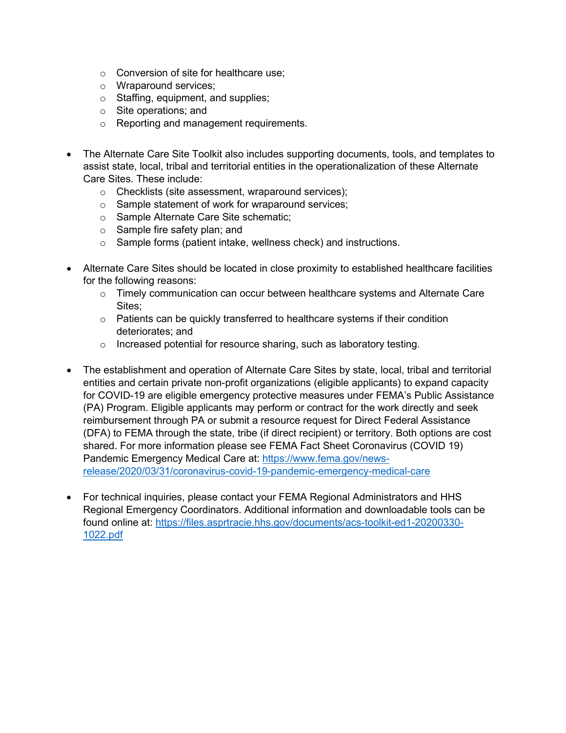- Conversion of site for healthcare use;
    - Wraparound services;
    - Staffing, equipment, and supplies;
    - Site operations; and
    - Reporting and management requirements.

- The Alternate Care Site Toolkit also includes supporting documents, tools, and templates to assist state, local, tribal and territorial entities in the operationalization of these Alternate Care Sites. These include:
    - Checklists (site assessment, wraparound services);
    - Sample statement of work for wraparound services;
    - Sample Alternate Care Site schematic;
    - Sample fire safety plan; and
    - Sample forms (patient intake, wellness check) and instructions.

- Alternate Care Sites should be located in close proximity to established healthcare facilities for the following reasons:
    - Timely communication can occur between healthcare systems and Alternate Care Sites;
    - Patients can be quickly transferred to healthcare systems if their condition deteriorates; and
    - Increased potential for resource sharing, such as laboratory testing.

- The establishment and operation of Alternate Care Sites by state, local, tribal and territorial entities and certain private non-profit organizations (eligible applicants) to expand capacity for COVID-19 are eligible emergency protective measures under FEMA's Public Assistance (PA) Program. Eligible applicants may perform or contract for the work directly and seek reimbursement through PA or submit a resource request for Direct Federal Assistance (DFA) to FEMA through the state, tribe (if direct recipient) or territory. Both options are cost shared. For more information please see FEMA Fact Sheet Coronavirus (COVID 19) Pandemic Emergency Medical Care at: [https://www.fema.gov/news-release/2020/03/31/coronavirus-covid-19-pandemic-emergency-medical-care](https://www.fema.gov/news-release/2020/03/31/coronavirus-covid-19-pandemic-emergency-medical-care)

- For technical inquiries, please contact your FEMA Regional Administrators and HHS Regional Emergency Coordinators. Additional information and downloadable tools can be found online at: [https://files.asprtracie.hhs.gov/documents/acs-toolkit-ed1-20200330-1022.pdf](https://files.asprtracie.hhs.gov/documents/acs-toolkit-ed1-20200330-1022.pdf)